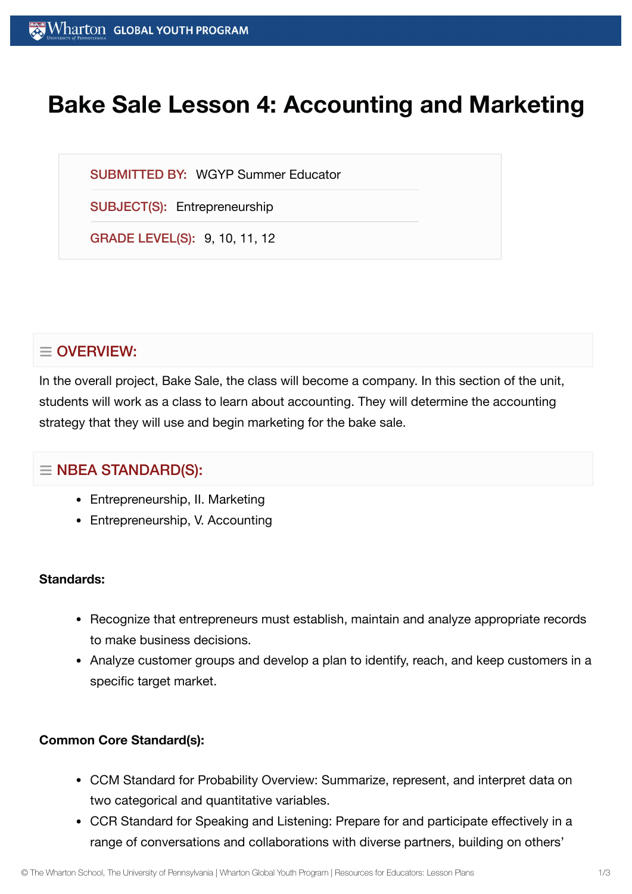# Bake Sale Lesson 4: Accounting and Marketing

**SUBMITTED BY:** WGYP Summer Educator

**SUBJECT(S):** Entrepreneurship

**GRADE LEVEL(S):** 9, 10, 11, 12

## OVERVIEW:

In the overall project, Bake Sale, the class will become a company. In this section of the unit, students will work as a class to learn about accounting. They will determine the accounting strategy that they will use and begin marketing for the bake sale.

## NBEA STANDARD(S):

- Entrepreneurship, II. Marketing
- Entrepreneurship, V. Accounting

**Standards:**

- Recognize that entrepreneurs must establish, maintain and analyze appropriate records to make business decisions.
- Analyze customer groups and develop a plan to identify, reach, and keep customers in a specific target market.

**Common Core Standard(s):**

- CCM Standard for Probability Overview: Summarize, represent, and interpret data on two categorical and quantitative variables.
- CCR Standard for Speaking and Listening: Prepare for and participate effectively in a range of conversations and collaborations with diverse partners, building on others'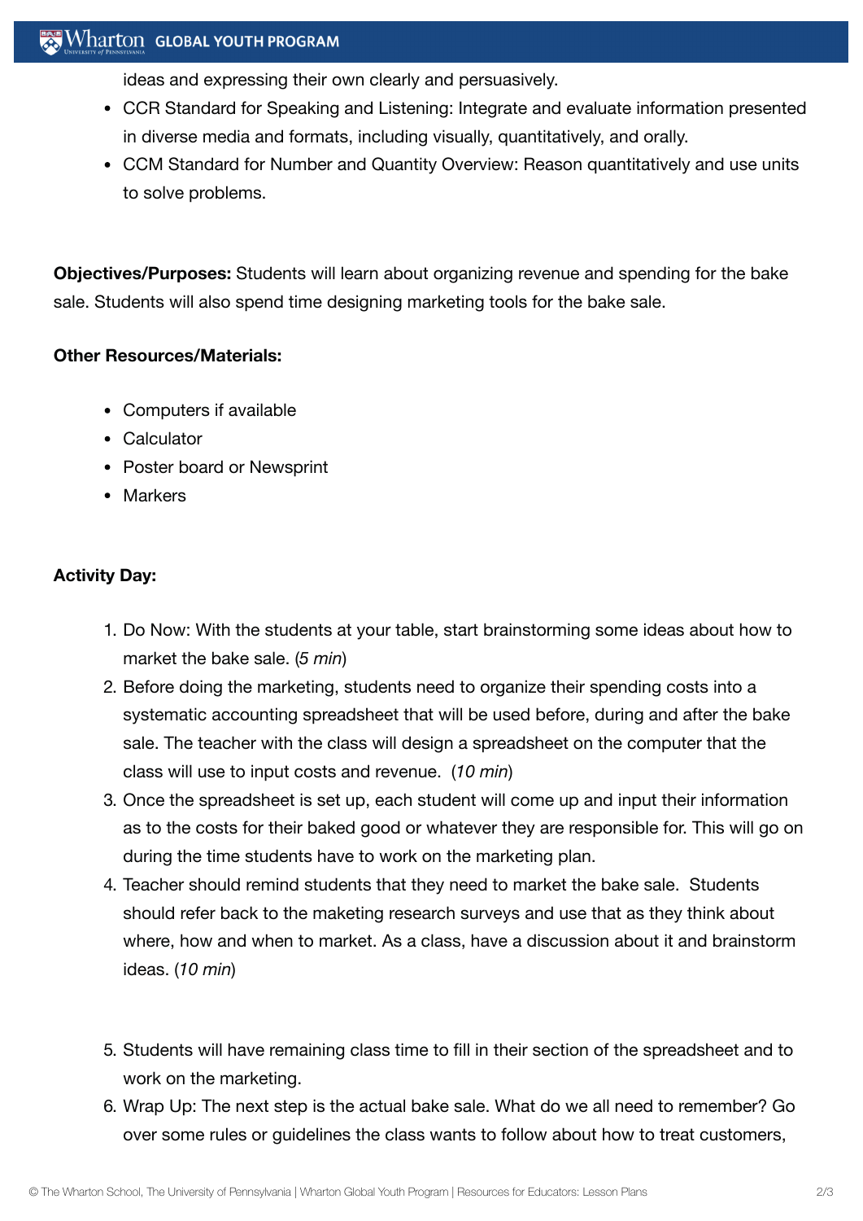ideas and expressing their own clearly and persuasively.

- CCR Standard for Speaking and Listening: Integrate and evaluate information presented in diverse media and formats, including visually, quantitatively, and orally.
- CCM Standard for Number and Quantity Overview: Reason quantitatively and use units to solve problems.

**Objectives/Purposes:** Students will learn about organizing revenue and spending for the bake sale. Students will also spend time designing marketing tools for the bake sale.

**Other Resources/Materials:**

- Computers if available
- Calculator
- Poster board or Newsprint
- Markers

**Activity Day:**

1. Do Now: With the students at your table, start brainstorming some ideas about how to market the bake sale. (*5 min*)
2. Before doing the marketing, students need to organize their spending costs into a systematic accounting spreadsheet that will be used before, during and after the bake sale. The teacher with the class will design a spreadsheet on the computer that the class will use to input costs and revenue. (*10 min*)
3. Once the spreadsheet is set up, each student will come up and input their information as to the costs for their baked good or whatever they are responsible for. This will go on during the time students have to work on the marketing plan.
4. Teacher should remind students that they need to market the bake sale. Students should refer back to the maketing research surveys and use that as they think about where, how and when to market. As a class, have a discussion about it and brainstorm ideas. (*10 min*)
5. Students will have remaining class time to fill in their section of the spreadsheet and to work on the marketing.
6. Wrap Up: The next step is the actual bake sale. What do we all need to remember? Go over some rules or guidelines the class wants to follow about how to treat customers,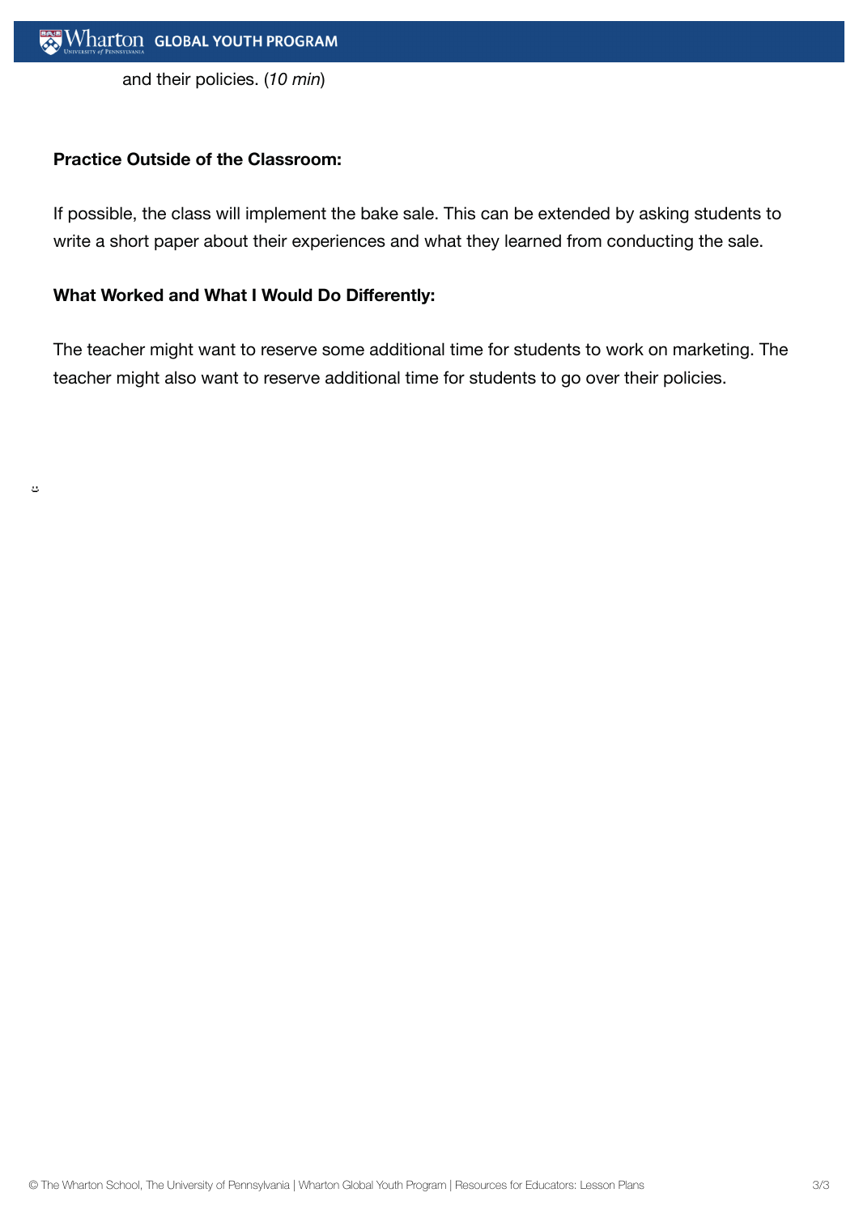and their policies. (*10 min*)

**Practice Outside of the Classroom:**

If possible, the class will implement the bake sale. This can be extended by asking students to write a short paper about their experiences and what they learned from conducting the sale.

**What Worked and What I Would Do Differently:**

The teacher might want to reserve some additional time for students to work on marketing. The teacher might also want to reserve additional time for students to go over their policies.